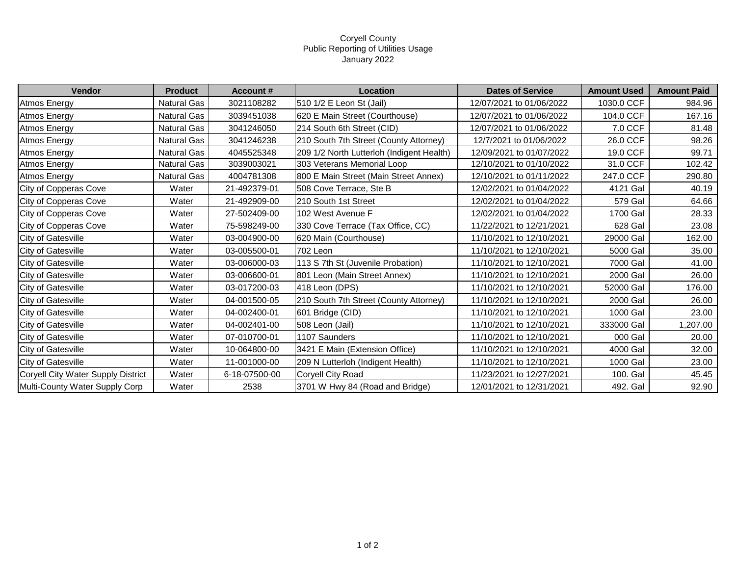# Coryell County
## Public Reporting of Utilities Usage
### January 2022

| Vendor | Product | Account # | Location | Dates of Service | Amount Used | Amount Paid |
|---|---|---|---|---|---|---|
| Atmos Energy | Natural Gas | 3021108282 | 510 1/2 E Leon St (Jail) | 12/07/2021 to 01/06/2022 | 1030.0 CCF | 984.96 |
| Atmos Energy | Natural Gas | 3039451038 | 620 E Main Street (Courthouse) | 12/07/2021 to 01/06/2022 | 104.0 CCF | 167.16 |
| Atmos Energy | Natural Gas | 3041246050 | 214 South 6th Street (CID) | 12/07/2021 to 01/06/2022 | 7.0 CCF | 81.48 |
| Atmos Energy | Natural Gas | 3041246238 | 210 South 7th Street (County Attorney) | 12/7/2021 to 01/06/2022 | 26.0 CCF | 98.26 |
| Atmos Energy | Natural Gas | 4045525348 | 209 1/2 North Lutterloh (Indigent Health) | 12/09/2021 to 01/07/2022 | 19.0 CCF | 99.71 |
| Atmos Energy | Natural Gas | 3039003021 | 303 Veterans Memorial Loop | 12/10/2021 to 01/10/2022 | 31.0 CCF | 102.42 |
| Atmos Energy | Natural Gas | 4004781308 | 800 E Main Street (Main Street Annex) | 12/10/2021 to 01/11/2022 | 247.0 CCF | 290.80 |
| City of Copperas Cove | Water | 21-492379-01 | 508 Cove Terrace, Ste B | 12/02/2021 to 01/04/2022 | 4121 Gal | 40.19 |
| City of Copperas Cove | Water | 21-492909-00 | 210 South 1st Street | 12/02/2021 to 01/04/2022 | 579 Gal | 64.66 |
| City of Copperas Cove | Water | 27-502409-00 | 102 West Avenue F | 12/02/2021 to 01/04/2022 | 1700 Gal | 28.33 |
| City of Copperas Cove | Water | 75-598249-00 | 330 Cove Terrace (Tax Office, CC) | 11/22/2021 to 12/21/2021 | 628 Gal | 23.08 |
| City of Gatesville | Water | 03-004900-00 | 620 Main (Courthouse) | 11/10/2021 to 12/10/2021 | 29000 Gal | 162.00 |
| City of Gatesville | Water | 03-005500-01 | 702 Leon | 11/10/2021 to 12/10/2021 | 5000 Gal | 35.00 |
| City of Gatesville | Water | 03-006000-03 | 113 S 7th St (Juvenile Probation) | 11/10/2021 to 12/10/2021 | 7000 Gal | 41.00 |
| City of Gatesville | Water | 03-006600-01 | 801 Leon (Main Street Annex) | 11/10/2021 to 12/10/2021 | 2000 Gal | 26.00 |
| City of Gatesville | Water | 03-017200-03 | 418 Leon (DPS) | 11/10/2021 to 12/10/2021 | 52000 Gal | 176.00 |
| City of Gatesville | Water | 04-001500-05 | 210 South 7th Street (County Attorney) | 11/10/2021 to 12/10/2021 | 2000 Gal | 26.00 |
| City of Gatesville | Water | 04-002400-01 | 601 Bridge (CID) | 11/10/2021 to 12/10/2021 | 1000 Gal | 23.00 |
| City of Gatesville | Water | 04-002401-00 | 508 Leon (Jail) | 11/10/2021 to 12/10/2021 | 333000 Gal | 1,207.00 |
| City of Gatesville | Water | 07-010700-01 | 1107 Saunders | 11/10/2021 to 12/10/2021 | 000 Gal | 20.00 |
| City of Gatesville | Water | 10-064800-00 | 3421 E Main (Extension Office) | 11/10/2021 to 12/10/2021 | 4000 Gal | 32.00 |
| City of Gatesville | Water | 11-001000-00 | 209 N Lutterloh (Indigent Health) | 11/10/2021 to 12/10/2021 | 1000 Gal | 23.00 |
| Coryell City Water Supply District | Water | 6-18-07500-00 | Coryell City Road | 11/23/2021 to 12/27/2021 | 100. Gal | 45.45 |
| Multi-County Water Supply Corp | Water | 2538 | 3701 W Hwy 84 (Road and Bridge) | 12/01/2021 to 12/31/2021 | 492. Gal | 92.90 |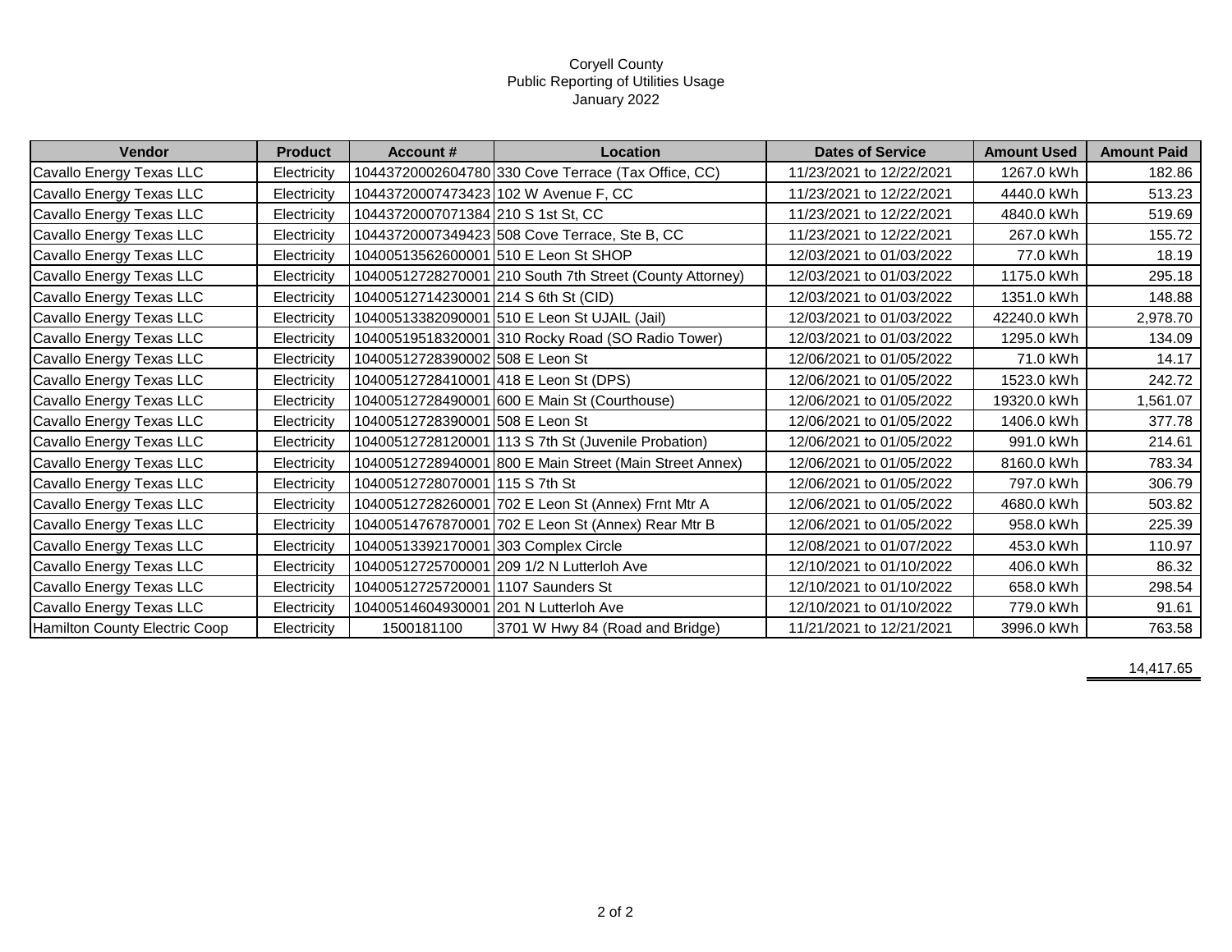Coryell County
Public Reporting of Utilities Usage
January 2022

| Vendor | Product | Account # | Location | Dates of Service | Amount Used | Amount Paid |
|---|---|---|---|---|---|---|
| Cavallo Energy Texas LLC | Electricity | 10443720002604780 | 330 Cove Terrace (Tax Office, CC) | 11/23/2021 to 12/22/2021 | 1267.0 kWh | 182.86 |
| Cavallo Energy Texas LLC | Electricity | 10443720007473423 | 102 W Avenue F, CC | 11/23/2021 to 12/22/2021 | 4440.0 kWh | 513.23 |
| Cavallo Energy Texas LLC | Electricity | 10443720007071384 | 210 S 1st St, CC | 11/23/2021 to 12/22/2021 | 4840.0 kWh | 519.69 |
| Cavallo Energy Texas LLC | Electricity | 10443720007349423 | 508 Cove Terrace, Ste B, CC | 11/23/2021 to 12/22/2021 | 267.0 kWh | 155.72 |
| Cavallo Energy Texas LLC | Electricity | 10400513562600001 | 510 E Leon St SHOP | 12/03/2021 to 01/03/2022 | 77.0 kWh | 18.19 |
| Cavallo Energy Texas LLC | Electricity | 10400512728270001 | 210 South 7th Street (County Attorney) | 12/03/2021 to 01/03/2022 | 1175.0 kWh | 295.18 |
| Cavallo Energy Texas LLC | Electricity | 10400512714230001 | 214 S 6th St (CID) | 12/03/2021 to 01/03/2022 | 1351.0 kWh | 148.88 |
| Cavallo Energy Texas LLC | Electricity | 10400513382090001 | 510 E Leon St UJAIL (Jail) | 12/03/2021 to 01/03/2022 | 42240.0 kWh | 2,978.70 |
| Cavallo Energy Texas LLC | Electricity | 10400519518320001 | 310 Rocky Road (SO Radio Tower) | 12/03/2021 to 01/03/2022 | 1295.0 kWh | 134.09 |
| Cavallo Energy Texas LLC | Electricity | 10400512728390002 | 508 E Leon St | 12/06/2021 to 01/05/2022 | 71.0 kWh | 14.17 |
| Cavallo Energy Texas LLC | Electricity | 10400512728410001 | 418 E Leon St (DPS) | 12/06/2021 to 01/05/2022 | 1523.0 kWh | 242.72 |
| Cavallo Energy Texas LLC | Electricity | 10400512728490001 | 600 E Main St (Courthouse) | 12/06/2021 to 01/05/2022 | 19320.0 kWh | 1,561.07 |
| Cavallo Energy Texas LLC | Electricity | 10400512728390001 | 508 E Leon St | 12/06/2021 to 01/05/2022 | 1406.0 kWh | 377.78 |
| Cavallo Energy Texas LLC | Electricity | 10400512728120001 | 113 S 7th St (Juvenile Probation) | 12/06/2021 to 01/05/2022 | 991.0 kWh | 214.61 |
| Cavallo Energy Texas LLC | Electricity | 10400512728940001 | 800 E Main Street (Main Street Annex) | 12/06/2021 to 01/05/2022 | 8160.0 kWh | 783.34 |
| Cavallo Energy Texas LLC | Electricity | 10400512728070001 | 115 S 7th St | 12/06/2021 to 01/05/2022 | 797.0 kWh | 306.79 |
| Cavallo Energy Texas LLC | Electricity | 10400512728260001 | 702 E Leon St (Annex) Frnt Mtr A | 12/06/2021 to 01/05/2022 | 4680.0 kWh | 503.82 |
| Cavallo Energy Texas LLC | Electricity | 10400514767870001 | 702 E Leon St (Annex) Rear Mtr B | 12/06/2021 to 01/05/2022 | 958.0 kWh | 225.39 |
| Cavallo Energy Texas LLC | Electricity | 10400513392170001 | 303 Complex Circle | 12/08/2021 to 01/07/2022 | 453.0 kWh | 110.97 |
| Cavallo Energy Texas LLC | Electricity | 10400512725700001 | 209 1/2 N Lutterloh Ave | 12/10/2021 to 01/10/2022 | 406.0 kWh | 86.32 |
| Cavallo Energy Texas LLC | Electricity | 10400512725720001 | 1107 Saunders St | 12/10/2021 to 01/10/2022 | 658.0 kWh | 298.54 |
| Cavallo Energy Texas LLC | Electricity | 10400514604930001 | 201 N Lutterloh Ave | 12/10/2021 to 01/10/2022 | 779.0 kWh | 91.61 |
| Hamilton County Electric Coop | Electricity | 1500181100 | 3701 W Hwy 84 (Road and Bridge) | 11/21/2021 to 12/21/2021 | 3996.0 kWh | 763.58 |
| | | | | | | 14,417.65 |